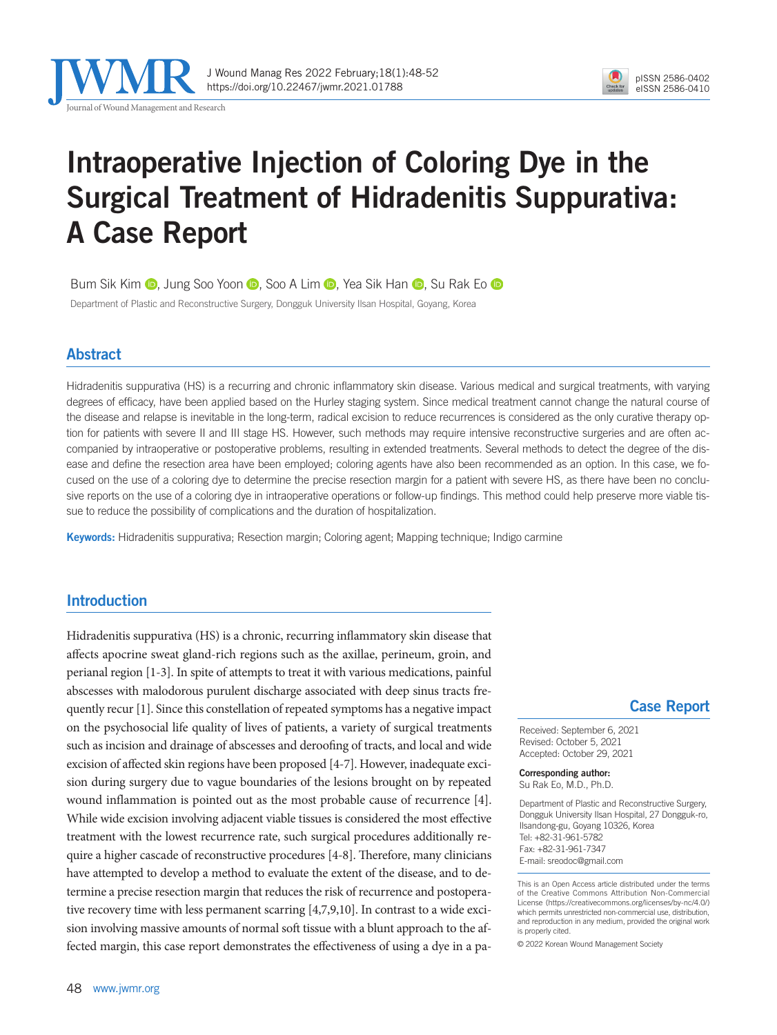# Intraoperative Injection of Coloring Dye in the Surgical Treatment of Hidradenitis Suppurativa: A Case Report

Bum Sik Kim, Jung Soo Yoon, Soo A Lim, Yea Sik Han, Su Rak Eo

Department of Plastic and Reconstructive Surgery, Dongguk University Ilsan Hospital, Goyang, Korea

## Abstract

Hidradenitis suppurativa (HS) is a recurring and chronic inflammatory skin disease. Various medical and surgical treatments, with varying degrees of efficacy, have been applied based on the Hurley staging system. Since medical treatment cannot change the natural course of the disease and relapse is inevitable in the long-term, radical excision to reduce recurrences is considered as the only curative therapy option for patients with severe II and III stage HS. However, such methods may require intensive reconstructive surgeries and are often accompanied by intraoperative or postoperative problems, resulting in extended treatments. Several methods to detect the degree of the disease and define the resection area have been employed; coloring agents have also been recommended as an option. In this case, we focused on the use of a coloring dye to determine the precise resection margin for a patient with severe HS, as there have been no conclusive reports on the use of a coloring dye in intraoperative operations or follow-up findings. This method could help preserve more viable tissue to reduce the possibility of complications and the duration of hospitalization.

**Keywords:** Hidradenitis suppurativa; Resection margin; Coloring agent; Mapping technique; Indigo carmine

**Case Report**

Received: September 6, 2021
Revised: October 5, 2021
Accepted: October 29, 2021

**Corresponding author:**
Su Rak Eo, M.D., Ph.D.

Department of Plastic and Reconstructive Surgery, Dongguk University Ilsan Hospital, 27 Dongguk-ro, Ilsandong-gu, Goyang 10326, Korea
Tel: +82-31-961-5782
Fax: +82-31-961-7347
E-mail: sreodoc@gmail.com

This is an Open Access article distributed under the terms of the Creative Commons Attribution Non-Commercial License (https://creativecommons.org/licenses/by-nc/4.0/) which permits unrestricted non-commercial use, distribution, and reproduction in any medium, provided the original work is properly cited.

© 2022 Korean Wound Management Society

## Introduction

Hidradenitis suppurativa (HS) is a chronic, recurring inflammatory skin disease that affects apocrine sweat gland-rich regions such as the axillae, perineum, groin, and perianal region [1-3]. In spite of attempts to treat it with various medications, painful abscesses with malodorous purulent discharge associated with deep sinus tracts frequently recur [1]. Since this constellation of repeated symptoms has a negative impact on the psychosocial life quality of lives of patients, a variety of surgical treatments such as incision and drainage of abscesses and deroofing of tracts, and local and wide excision of affected skin regions have been proposed [4-7]. However, inadequate excision during surgery due to vague boundaries of the lesions brought on by repeated wound inflammation is pointed out as the most probable cause of recurrence [4]. While wide excision involving adjacent viable tissues is considered the most effective treatment with the lowest recurrence rate, such surgical procedures additionally require a higher cascade of reconstructive procedures [4-8]. Therefore, many clinicians have attempted to develop a method to evaluate the extent of the disease, and to determine a precise resection margin that reduces the risk of recurrence and postoperative recovery time with less permanent scarring [4,7,9,10]. In contrast to a wide excision involving massive amounts of normal soft tissue with a blunt approach to the affected margin, this case report demonstrates the effectiveness of using a dye in a pa-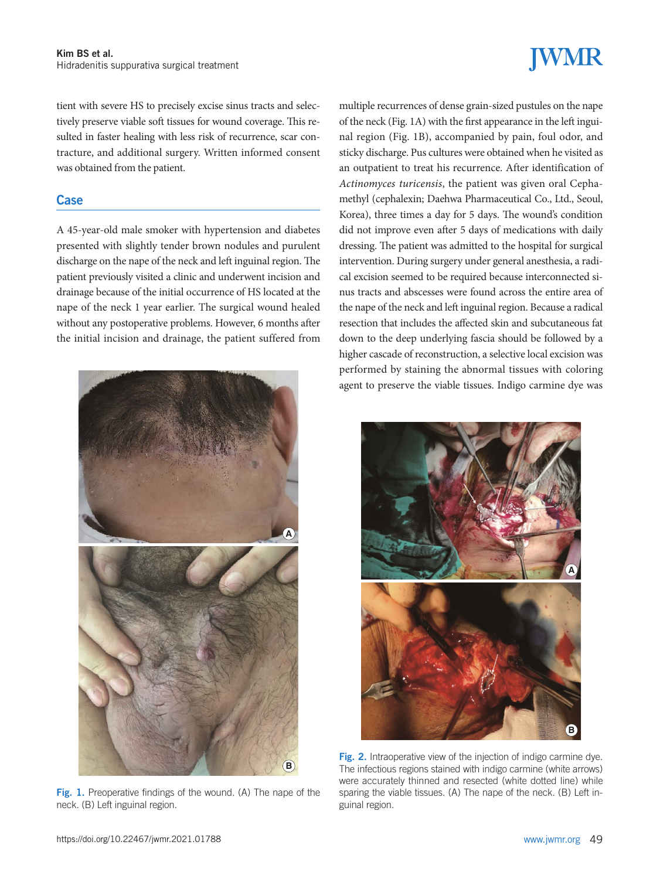tient with severe HS to precisely excise sinus tracts and selectively preserve viable soft tissues for wound coverage. This resulted in faster healing with less risk of recurrence, scar contracture, and additional surgery. Written informed consent was obtained from the patient.

## Case

A 45-year-old male smoker with hypertension and diabetes presented with slightly tender brown nodules and purulent discharge on the nape of the neck and left inguinal region. The patient previously visited a clinic and underwent incision and drainage because of the initial occurrence of HS located at the nape of the neck 1 year earlier. The surgical wound healed without any postoperative problems. However, 6 months after the initial incision and drainage, the patient suffered from multiple recurrences of dense grain-sized pustules on the nape of the neck (Fig. 1A) with the first appearance in the left inguinal region (Fig. 1B), accompanied by pain, foul odor, and sticky discharge. Pus cultures were obtained when he visited as an outpatient to treat his recurrence. After identification of *Actinomyces turicensis*, the patient was given oral Cephamethyl (cephalexin; Daehwa Pharmaceutical Co., Ltd., Seoul, Korea), three times a day for 5 days. The wound's condition did not improve even after 5 days of medications with daily dressing. The patient was admitted to the hospital for surgical intervention. During surgery under general anesthesia, a radical excision seemed to be required because interconnected sinus tracts and abscesses were found across the entire area of the nape of the neck and left inguinal region. Because a radical resection that includes the affected skin and subcutaneous fat down to the deep underlying fascia should be followed by a higher cascade of reconstruction, a selective local excision was performed by staining the abnormal tissues with coloring agent to preserve the viable tissues. Indigo carmine dye was

**Fig. 1.** Preoperative findings of the wound. (A) The nape of the neck. (B) Left inguinal region.

**Fig. 2.** Intraoperative view of the injection of indigo carmine dye. The infectious regions stained with indigo carmine (white arrows) were accurately thinned and resected (white dotted line) while sparing the viable tissues. (A) The nape of the neck. (B) Left inguinal region.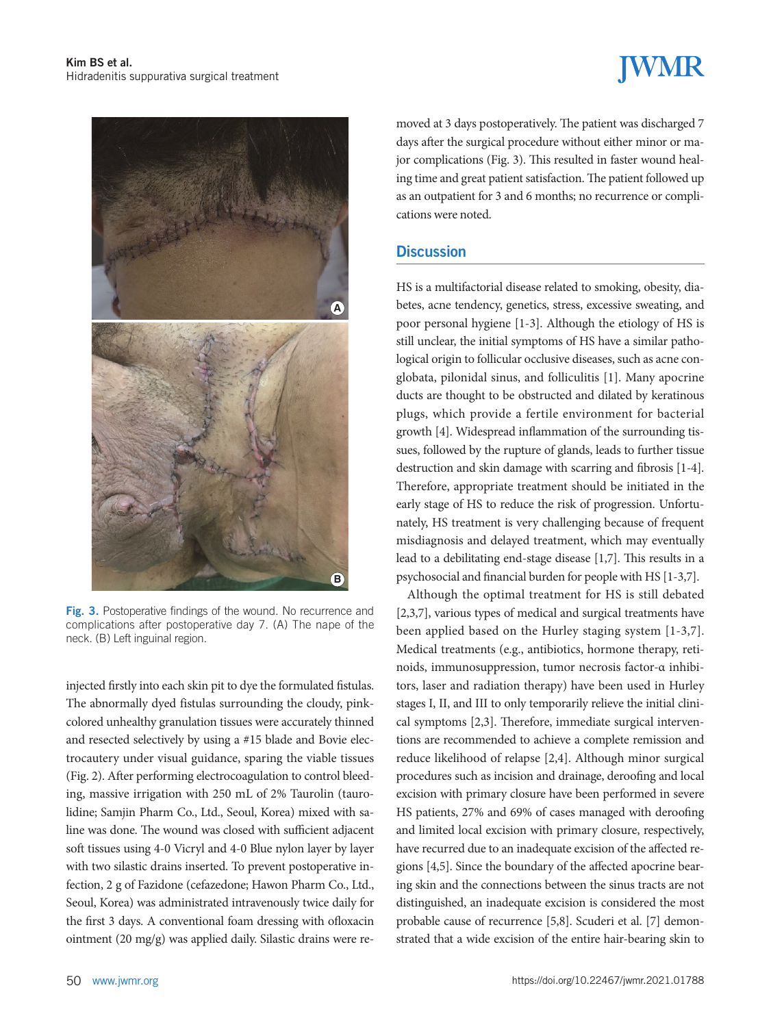Fig. 3. Postoperative findings of the wound. No recurrence and complications after postoperative day 7. (A) The nape of the neck. (B) Left inguinal region.

injected firstly into each skin pit to dye the formulated fistulas. The abnormally dyed fistulas surrounding the cloudy, pink-colored unhealthy granulation tissues were accurately thinned and resected selectively by using a #15 blade and Bovie electrocautery under visual guidance, sparing the viable tissues (Fig. 2). After performing electrocoagulation to control bleeding, massive irrigation with 250 mL of 2% Taurolin (taurolidine; Samjin Pharm Co., Ltd., Seoul, Korea) mixed with saline was done. The wound was closed with sufficient adjacent soft tissues using 4-0 Vicryl and 4-0 Blue nylon layer by layer with two silastic drains inserted. To prevent postoperative infection, 2 g of Fazidone (cefazedone; Hawon Pharm Co., Ltd., Seoul, Korea) was administrated intravenously twice daily for the first 3 days. A conventional foam dressing with ofloxacin ointment (20 mg/g) was applied daily. Silastic drains were removed at 3 days postoperatively. The patient was discharged 7 days after the surgical procedure without either minor or major complications (Fig. 3). This resulted in faster wound healing time and great patient satisfaction. The patient followed up as an outpatient for 3 and 6 months; no recurrence or complications were noted.

## Discussion

HS is a multifactorial disease related to smoking, obesity, diabetes, acne tendency, genetics, stress, excessive sweating, and poor personal hygiene [1-3]. Although the etiology of HS is still unclear, the initial symptoms of HS have a similar pathological origin to follicular occlusive diseases, such as acne conglobata, pilonidal sinus, and folliculitis [1]. Many apocrine ducts are thought to be obstructed and dilated by keratinous plugs, which provide a fertile environment for bacterial growth [4]. Widespread inflammation of the surrounding tissues, followed by the rupture of glands, leads to further tissue destruction and skin damage with scarring and fibrosis [1-4]. Therefore, appropriate treatment should be initiated in the early stage of HS to reduce the risk of progression. Unfortunately, HS treatment is very challenging because of frequent misdiagnosis and delayed treatment, which may eventually lead to a debilitating end-stage disease [1,7]. This results in a psychosocial and financial burden for people with HS [1-3,7].

Although the optimal treatment for HS is still debated [2,3,7], various types of medical and surgical treatments have been applied based on the Hurley staging system [1-3,7]. Medical treatments (e.g., antibiotics, hormone therapy, retinoids, immunosuppression, tumor necrosis factor-α inhibitors, laser and radiation therapy) have been used in Hurley stages I, II, and III to only temporarily relieve the initial clinical symptoms [2,3]. Therefore, immediate surgical interventions are recommended to achieve a complete remission and reduce likelihood of relapse [2,4]. Although minor surgical procedures such as incision and drainage, deroofing and local excision with primary closure have been performed in severe HS patients, 27% and 69% of cases managed with deroofing and limited local excision with primary closure, respectively, have recurred due to an inadequate excision of the affected regions [4,5]. Since the boundary of the affected apocrine bearing skin and the connections between the sinus tracts are not distinguished, an inadequate excision is considered the most probable cause of recurrence [5,8]. Scuderi et al. [7] demonstrated that a wide excision of the entire hair-bearing skin to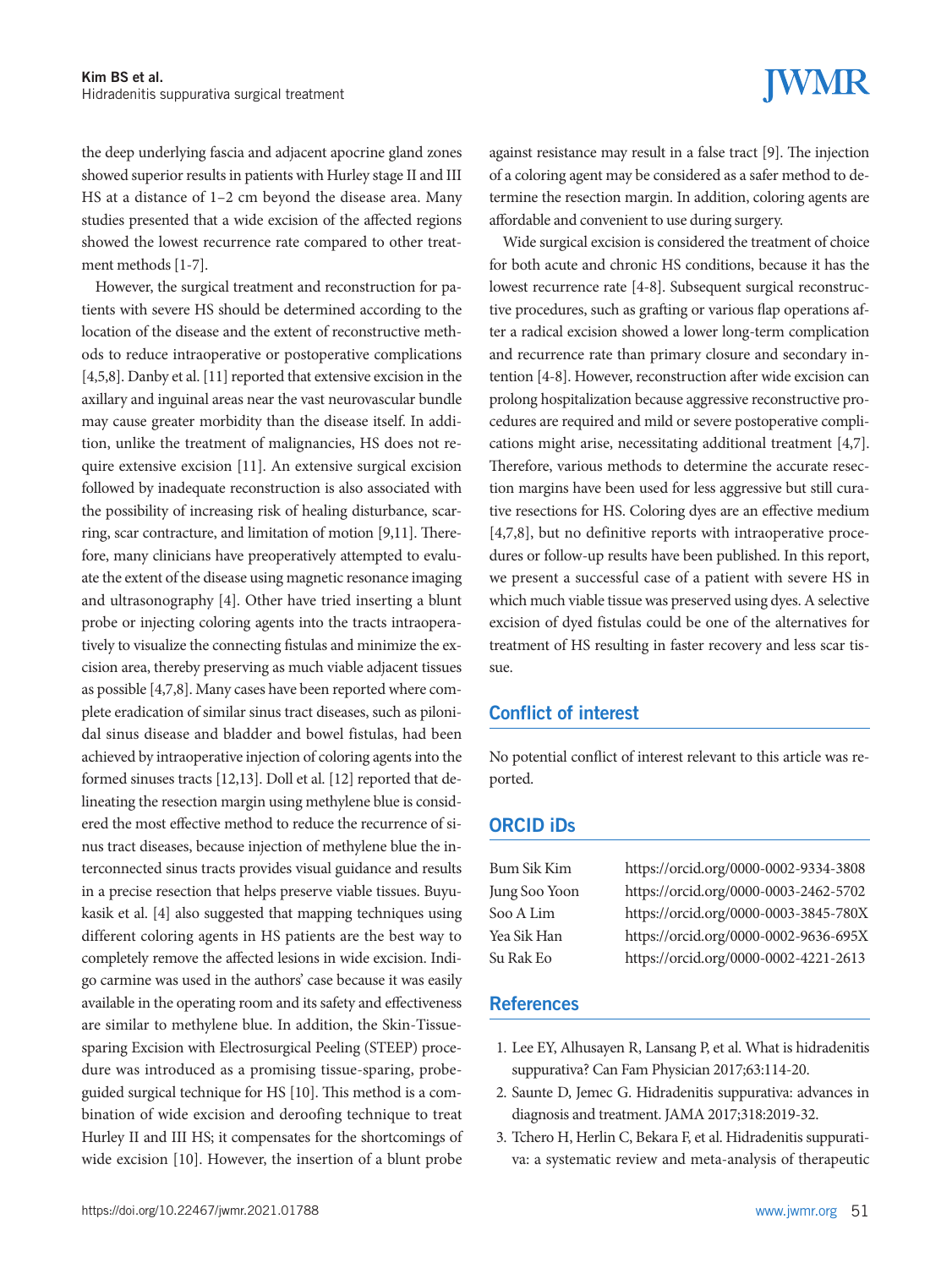the deep underlying fascia and adjacent apocrine gland zones showed superior results in patients with Hurley stage II and III HS at a distance of 1–2 cm beyond the disease area. Many studies presented that a wide excision of the affected regions showed the lowest recurrence rate compared to other treatment methods [1-7].

However, the surgical treatment and reconstruction for patients with severe HS should be determined according to the location of the disease and the extent of reconstructive methods to reduce intraoperative or postoperative complications [4,5,8]. Danby et al. [11] reported that extensive excision in the axillary and inguinal areas near the vast neurovascular bundle may cause greater morbidity than the disease itself. In addition, unlike the treatment of malignancies, HS does not require extensive excision [11]. An extensive surgical excision followed by inadequate reconstruction is also associated with the possibility of increasing risk of healing disturbance, scarring, scar contracture, and limitation of motion [9,11]. Therefore, many clinicians have preoperatively attempted to evaluate the extent of the disease using magnetic resonance imaging and ultrasonography [4]. Other have tried inserting a blunt probe or injecting coloring agents into the tracts intraoperatively to visualize the connecting fistulas and minimize the excision area, thereby preserving as much viable adjacent tissues as possible [4,7,8]. Many cases have been reported where complete eradication of similar sinus tract diseases, such as pilonidal sinus disease and bladder and bowel fistulas, had been achieved by intraoperative injection of coloring agents into the formed sinuses tracts [12,13]. Doll et al. [12] reported that delineating the resection margin using methylene blue is considered the most effective method to reduce the recurrence of sinus tract diseases, because injection of methylene blue the interconnected sinus tracts provides visual guidance and results in a precise resection that helps preserve viable tissues. Buyukasik et al. [4] also suggested that mapping techniques using different coloring agents in HS patients are the best way to completely remove the affected lesions in wide excision. Indigo carmine was used in the authors' case because it was easily available in the operating room and its safety and effectiveness are similar to methylene blue. In addition, the Skin-Tissue-sparing Excision with Electrosurgical Peeling (STEEP) procedure was introduced as a promising tissue-sparing, probe-guided surgical technique for HS [10]. This method is a combination of wide excision and deroofing technique to treat Hurley II and III HS; it compensates for the shortcomings of wide excision [10]. However, the insertion of a blunt probe against resistance may result in a false tract [9]. The injection of a coloring agent may be considered as a safer method to determine the resection margin. In addition, coloring agents are affordable and convenient to use during surgery.

Wide surgical excision is considered the treatment of choice for both acute and chronic HS conditions, because it has the lowest recurrence rate [4-8]. Subsequent surgical reconstructive procedures, such as grafting or various flap operations after a radical excision showed a lower long-term complication and recurrence rate than primary closure and secondary intention [4-8]. However, reconstruction after wide excision can prolong hospitalization because aggressive reconstructive procedures are required and mild or severe postoperative complications might arise, necessitating additional treatment [4,7]. Therefore, various methods to determine the accurate resection margins have been used for less aggressive but still curative resections for HS. Coloring dyes are an effective medium [4,7,8], but no definitive reports with intraoperative procedures or follow-up results have been published. In this report, we present a successful case of a patient with severe HS in which much viable tissue was preserved using dyes. A selective excision of dyed fistulas could be one of the alternatives for treatment of HS resulting in faster recovery and less scar tissue.

## Conflict of interest

No potential conflict of interest relevant to this article was reported.

## ORCID iDs

| | |
|---|---|
| Bum Sik Kim | https://orcid.org/0000-0002-9334-3808 |
| Jung Soo Yoon | https://orcid.org/0000-0003-2462-5702 |
| Soo A Lim | https://orcid.org/0000-0003-3845-780X |
| Yea Sik Han | https://orcid.org/0000-0002-9636-695X |
| Su Rak Eo | https://orcid.org/0000-0002-4221-2613 |

## References

1. Lee EY, Alhusayen R, Lansang P, et al. What is hidradenitis suppurativa? Can Fam Physician 2017;63:114-20.
2. Saunte D, Jemec G. Hidradenitis suppurativa: advances in diagnosis and treatment. JAMA 2017;318:2019-32.
3. Tchero H, Herlin C, Bekara F, et al. Hidradenitis suppurativa: a systematic review and meta-analysis of therapeutic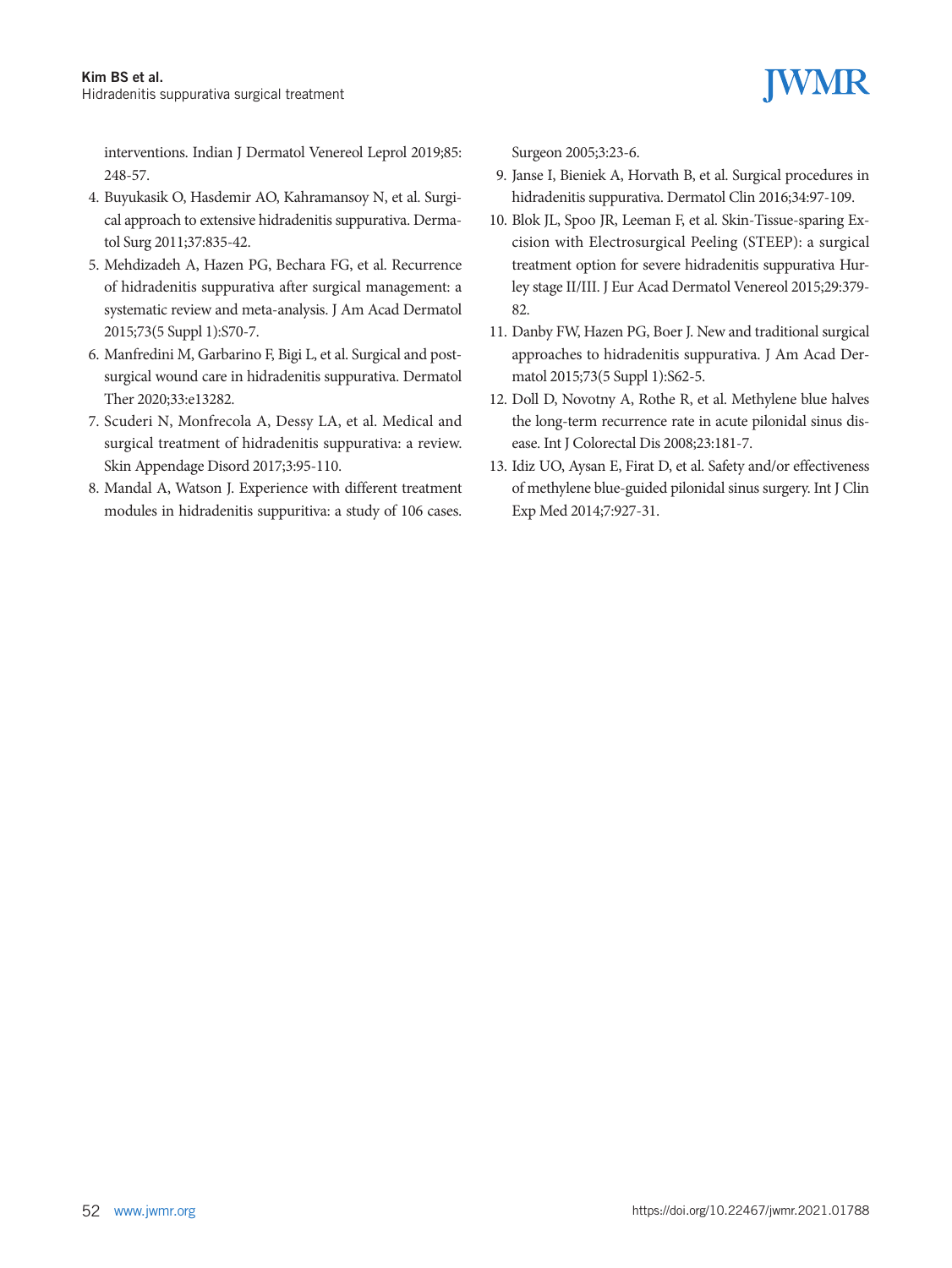interventions. Indian J Dermatol Venereol Leprol 2019;85:248-57.

4. Buyukasik O, Hasdemir AO, Kahramansoy N, et al. Surgical approach to extensive hidradenitis suppurativa. Dermatol Surg 2011;37:835-42.
5. Mehdizadeh A, Hazen PG, Bechara FG, et al. Recurrence of hidradenitis suppurativa after surgical management: a systematic review and meta-analysis. J Am Acad Dermatol 2015;73(5 Suppl 1):S70-7.
6. Manfredini M, Garbarino F, Bigi L, et al. Surgical and postsurgical wound care in hidradenitis suppurativa. Dermatol Ther 2020;33:e13282.
7. Scuderi N, Monfrecola A, Dessy LA, et al. Medical and surgical treatment of hidradenitis suppurativa: a review. Skin Appendage Disord 2017;3:95-110.
8. Mandal A, Watson J. Experience with different treatment modules in hidradenitis suppuritiva: a study of 106 cases. Surgeon 2005;3:23-6.
9. Janse I, Bieniek A, Horvath B, et al. Surgical procedures in hidradenitis suppurativa. Dermatol Clin 2016;34:97-109.
10. Blok JL, Spoo JR, Leeman F, et al. Skin-Tissue-sparing Excision with Electrosurgical Peeling (STEEP): a surgical treatment option for severe hidradenitis suppurativa Hurley stage II/III. J Eur Acad Dermatol Venereol 2015;29:379-82.
11. Danby FW, Hazen PG, Boer J. New and traditional surgical approaches to hidradenitis suppurativa. J Am Acad Dermatol 2015;73(5 Suppl 1):S62-5.
12. Doll D, Novotny A, Rothe R, et al. Methylene blue halves the long-term recurrence rate in acute pilonidal sinus disease. Int J Colorectal Dis 2008;23:181-7.
13. Idiz UO, Aysan E, Firat D, et al. Safety and/or effectiveness of methylene blue-guided pilonidal sinus surgery. Int J Clin Exp Med 2014;7:927-31.